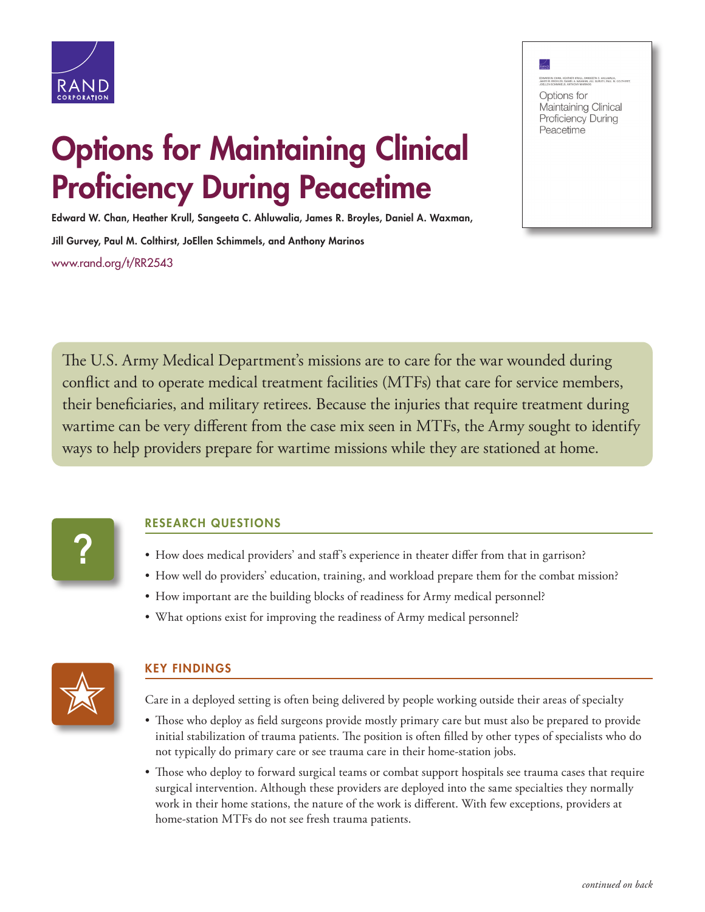# Options for Maintaining Clinical Proficiency During Peacetime

**Edward W. Chan, Heather Krull, Sangeeta C. Ahluwalia, James R. Broyles, Daniel A. Waxman, Jill Gurvey, Paul M. Colthirst, JoEllen Schimmels, and Anthony Marinos**

www.rand.org/t/RR2543

The U.S. Army Medical Department's missions are to care for the war wounded during conflict and to operate medical treatment facilities (MTFs) that care for service members, their beneficiaries, and military retirees. Because the injuries that require treatment during wartime can be very different from the case mix seen in MTFs, the Army sought to identify ways to help providers prepare for wartime missions while they are stationed at home.

## RESEARCH QUESTIONS

- How does medical providers' and staff's experience in theater differ from that in garrison?
- How well do providers' education, training, and workload prepare them for the combat mission?
- How important are the building blocks of readiness for Army medical personnel?
- What options exist for improving the readiness of Army medical personnel?

## KEY FINDINGS

Care in a deployed setting is often being delivered by people working outside their areas of specialty

- Those who deploy as field surgeons provide mostly primary care but must also be prepared to provide initial stabilization of trauma patients. The position is often filled by other types of specialists who do not typically do primary care or see trauma care in their home-station jobs.
- Those who deploy to forward surgical teams or combat support hospitals see trauma cases that require surgical intervention. Although these providers are deployed into the same specialties they normally work in their home stations, the nature of the work is different. With few exceptions, providers at home-station MTFs do not see fresh trauma patients.

*continued on back*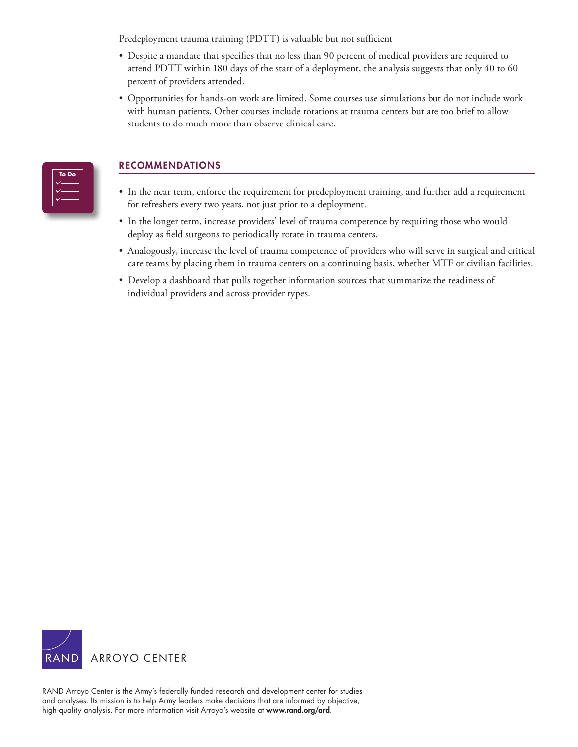Predeployment trauma training (PDTT) is valuable but not sufficient

- Despite a mandate that specifies that no less than 90 percent of medical providers are required to attend PDTT within 180 days of the start of a deployment, the analysis suggests that only 40 to 60 percent of providers attended.
- Opportunities for hands-on work are limited. Some courses use simulations but do not include work with human patients. Other courses include rotations at trauma centers but are too brief to allow students to do much more than observe clinical care.

## RECOMMENDATIONS

- In the near term, enforce the requirement for predeployment training, and further add a requirement for refreshers every two years, not just prior to a deployment.
- In the longer term, increase providers' level of trauma competence by requiring those who would deploy as field surgeons to periodically rotate in trauma centers.
- Analogously, increase the level of trauma competence of providers who will serve in surgical and critical care teams by placing them in trauma centers on a continuing basis, whether MTF or civilian facilities.
- Develop a dashboard that pulls together information sources that summarize the readiness of individual providers and across provider types.

RAND ARROYO CENTER

RAND Arroyo Center is the Army's federally funded research and development center for studies and analyses. Its mission is to help Army leaders make decisions that are informed by objective, high-quality analysis. For more information visit Arroyo's website at **www.rand.org/ard**.